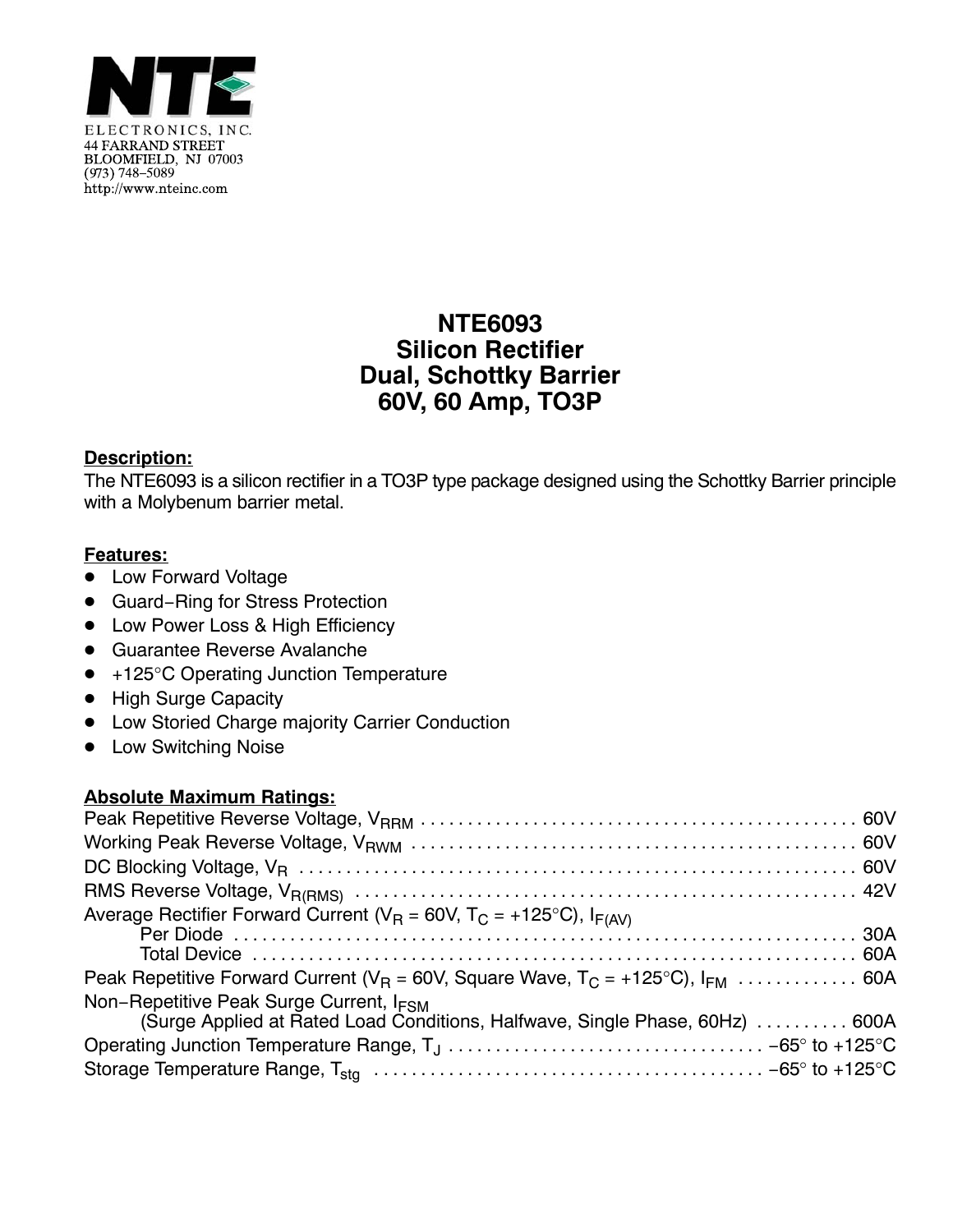NTE ELECTRONICS, INC.
44 FARRAND STREET
BLOOMFIELD, NJ 07003
(973) 748–5089
http://www.nteinc.com

# NTE6093
# Silicon Rectifier
# Dual, Schottky Barrier
# 60V, 60 Amp, TO3P

**Description:**

The NTE6093 is a silicon rectifier in a TO3P type package designed using the Schottky Barrier principle with a Molybenum barrier metal.

**Features:**

- Low Forward Voltage
- Guard−Ring for Stress Protection
- Low Power Loss & High Efficiency
- Guarantee Reverse Avalanche
- +125°C Operating Junction Temperature
- High Surge Capacity
- Low Storied Charge majority Carrier Conduction
- Low Switching Noise

**Absolute Maximum Ratings:**

Peak Repetitive Reverse Voltage, $V_{RRM}$ . . . . . . . . . . 60V

Working Peak Reverse Voltage, $V_{RWM}$ . . . . . . . . . . 60V

DC Blocking Voltage, $V_R$ . . . . . . . . . . 60V

RMS Reverse Voltage, $V_{R(RMS)}$ . . . . . . . . . . 42V

Average Rectifier Forward Current ($V_R$ = 60V, $T_C$ = +125°C), $I_{F(AV)}$

  Per Diode . . . . . . . . . . 30A

  Total Device . . . . . . . . . . 60A

Peak Repetitive Forward Current ($V_R$ = 60V, Square Wave, $T_C$ = +125°C), $I_{FM}$ . . . . . . . . . . 60A

Non−Repetitive Peak Surge Current, $I_{FSM}$

  (Surge Applied at Rated Load Conditions, Halfwave, Single Phase, 60Hz) . . . . . . . . . . 600A

Operating Junction Temperature Range, $T_J$ . . . . . . . . . . −65° to +125°C

Storage Temperature Range, $T_{stg}$ . . . . . . . . . . −65° to +125°C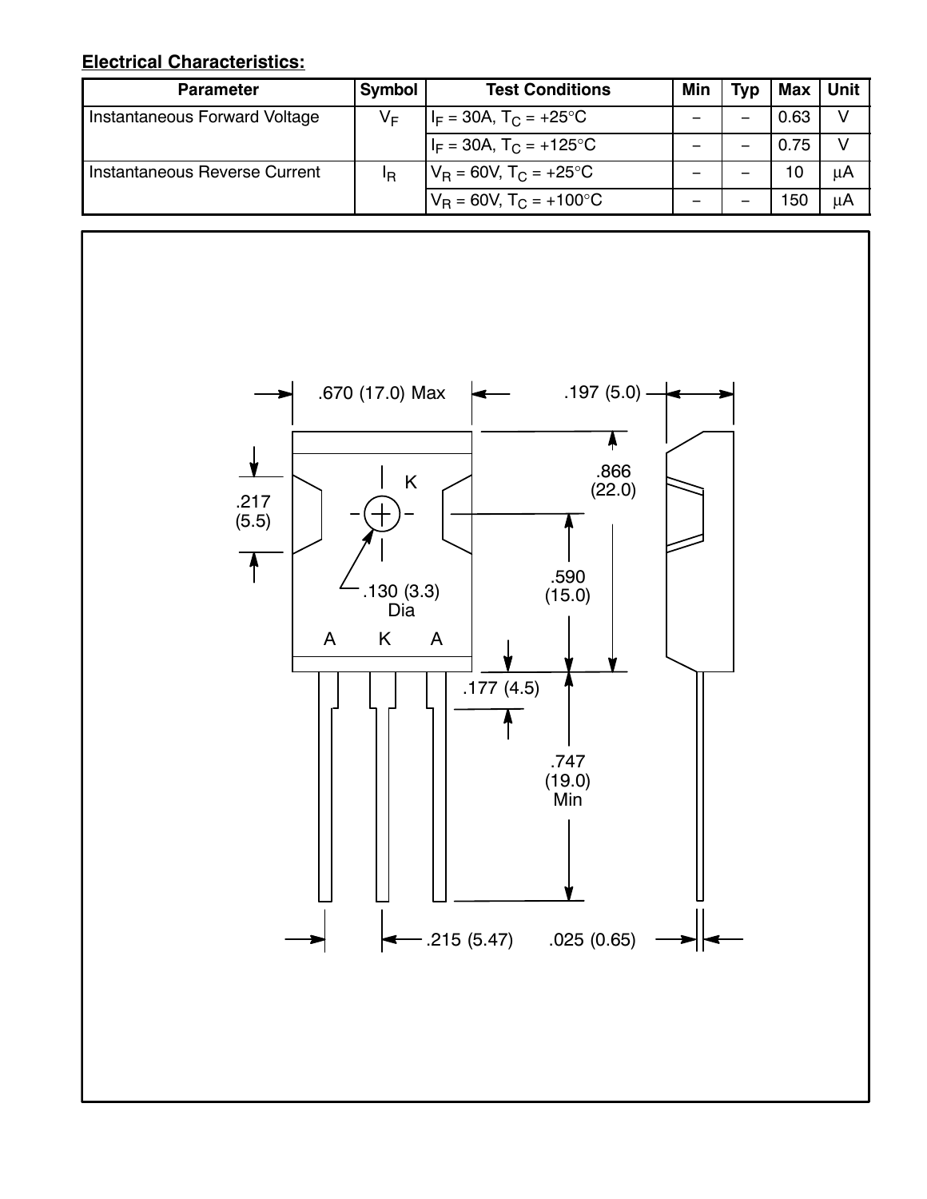**Electrical Characteristics:**

| Parameter | Symbol | Test Conditions | Min | Typ | Max | Unit |
|---|---|---|---|---|---|---|
| Instantaneous Forward Voltage | $V_F$ | $I_F$ = 30A, $T_C$ = +25°C | – | – | 0.63 | V |
| | | $I_F$ = 30A, $T_C$ = +125°C | – | – | 0.75 | V |
| Instantaneous Reverse Current | $I_R$ | $V_R$ = 60V, $T_C$ = +25°C | – | – | 10 | μA |
| | | $V_R$ = 60V, $T_C$ = +100°C | – | – | 150 | μA |

.670 (17.0) Max

.197 (5.0)

.866
(22.0)

.217
(5.5)

K

.590
(15.0)

.130 (3.3)
Dia

A K A

.177 (4.5)

.747
(19.0)
Min

.215 (5.47)

.025 (0.65)